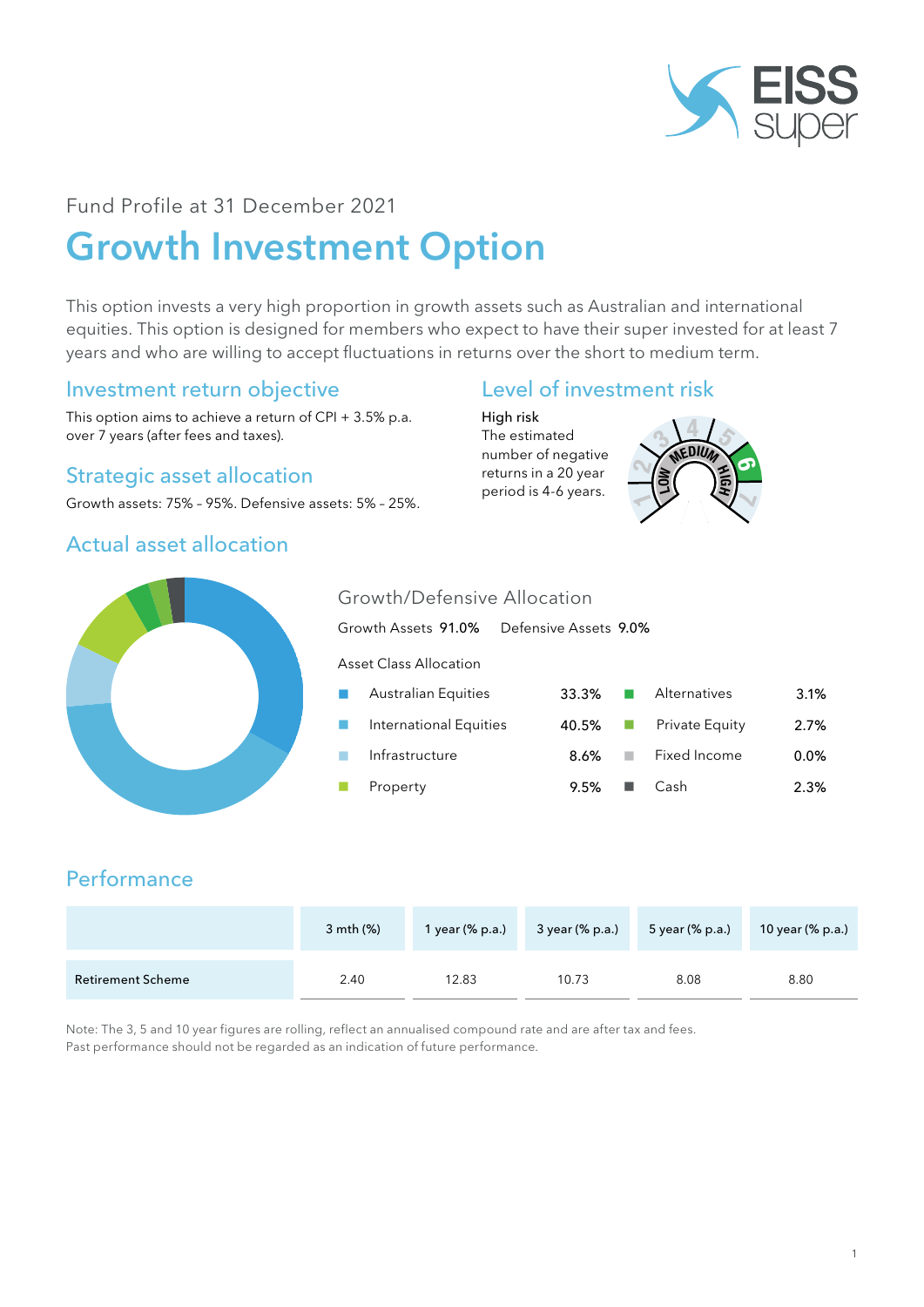Fund Profile at 31 December 2021

# Growth Investment Option

This option invests a very high proportion in growth assets such as Australian and international equities. This option is designed for members who expect to have their super invested for at least 7 years and who are willing to accept fluctuations in returns over the short to medium term.

## Investment return objective

This option aims to achieve a return of CPI + 3.5% p.a. over 7 years (after fees and taxes).

## Strategic asset allocation

Growth assets: 75% – 95%. Defensive assets: 5% – 25%.

## Level of investment risk

High risk
The estimated number of negative returns in a 20 year period is 4-6 years.

## Actual asset allocation

Growth/Defensive Allocation

Growth Assets 91.0% Defensive Assets 9.0%

Asset Class Allocation

| Asset Class | % | Asset Class | % |
|---|---|---|---|
| Australian Equities | 33.3% | Alternatives | 3.1% |
| International Equities | 40.5% | Private Equity | 2.7% |
| Infrastructure | 8.6% | Fixed Income | 0.0% |
| Property | 9.5% | Cash | 2.3% |

## Performance

| | 3 mth (%) | 1 year (% p.a.) | 3 year (% p.a.) | 5 year (% p.a.) | 10 year (% p.a.) |
|---|---|---|---|---|---|
| Retirement Scheme | 2.40 | 12.83 | 10.73 | 8.08 | 8.80 |

Note: The 3, 5 and 10 year figures are rolling, reflect an annualised compound rate and are after tax and fees.
Past performance should not be regarded as an indication of future performance.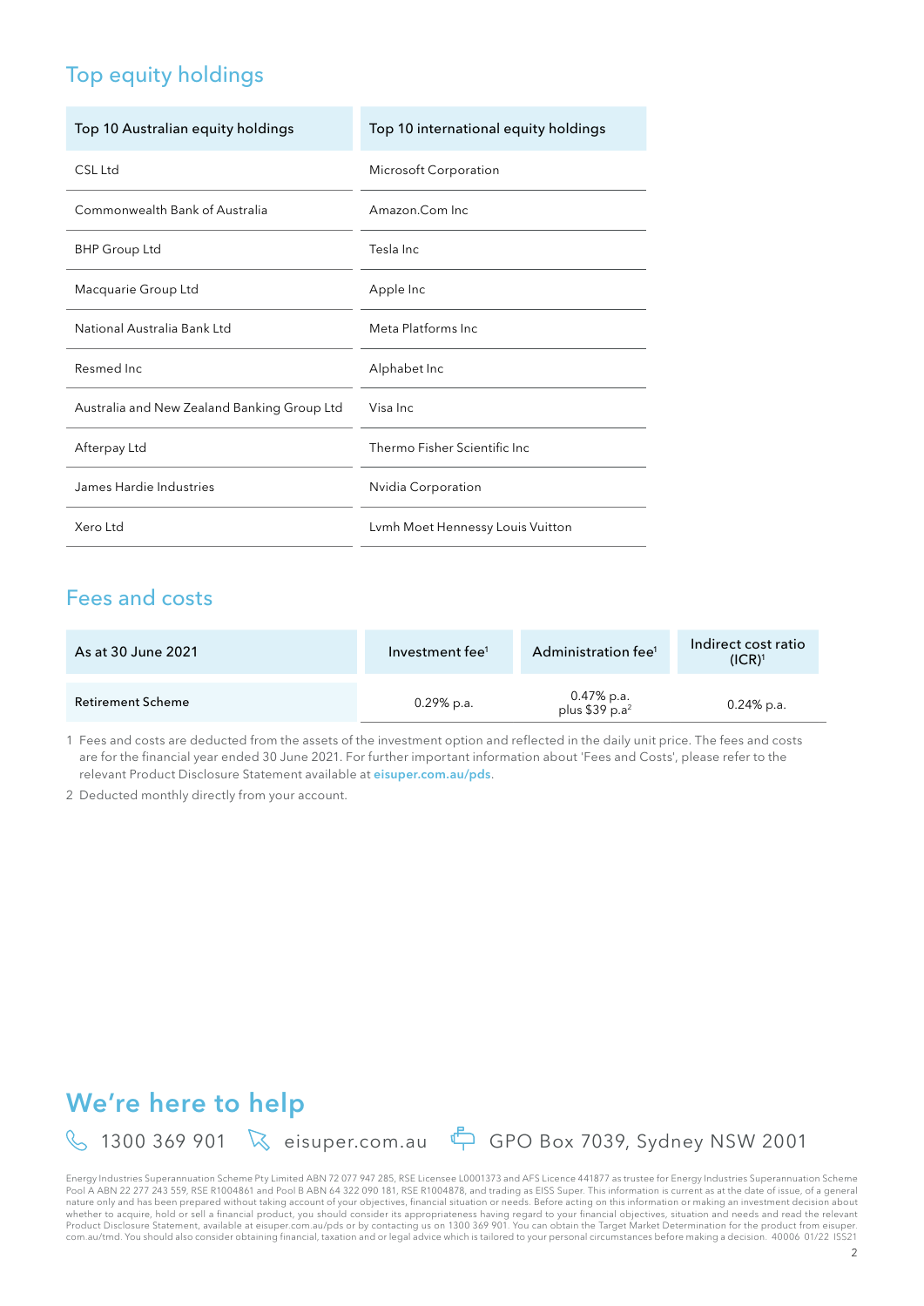## Top equity holdings

| Top 10 Australian equity holdings | Top 10 international equity holdings |
|---|---|
| CSL Ltd | Microsoft Corporation |
| Commonwealth Bank of Australia | Amazon.Com Inc |
| BHP Group Ltd | Tesla Inc |
| Macquarie Group Ltd | Apple Inc |
| National Australia Bank Ltd | Meta Platforms Inc |
| Resmed Inc | Alphabet Inc |
| Australia and New Zealand Banking Group Ltd | Visa Inc |
| Afterpay Ltd | Thermo Fisher Scientific Inc |
| James Hardie Industries | Nvidia Corporation |
| Xero Ltd | Lvmh Moet Hennessy Louis Vuitton |

## Fees and costs

| As at 30 June 2021 | Investment fee[1] | Administration fee[1] | Indirect cost ratio (ICR)[1] |
|---|---|---|---|
| Retirement Scheme | 0.29% p.a. | 0.47% p.a. plus $39 p.a[2] | 0.24% p.a. |

1 Fees and costs are deducted from the assets of the investment option and reflected in the daily unit price. The fees and costs are for the financial year ended 30 June 2021. For further important information about 'Fees and Costs', please refer to the relevant Product Disclosure Statement available at **eisuper.com.au/pds**.

2 Deducted monthly directly from your account.

## We're here to help

1300 369 901 eisuper.com.au GPO Box 7039, Sydney NSW 2001

Energy Industries Superannuation Scheme Pty Limited ABN 72 077 947 285, RSE Licensee L0001373 and AFS Licence 441877 as trustee for Energy Industries Superannuation Scheme Pool A ABN 22 277 243 559, RSE R1004861 and Pool B ABN 64 322 090 181, RSE R1004878, and trading as EISS Super. This information is current as at the date of issue, of a general nature only and has been prepared without taking account of your objectives, financial situation or needs. Before acting on this information or making an investment decision about whether to acquire, hold or sell a financial product, you should consider its appropriateness having regard to your financial objectives, situation and needs and read the relevant Product Disclosure Statement, available at eisuper.com.au/pds or by contacting us on 1300 369 901. You can obtain the Target Market Determination for the product from eisuper.com.au/tmd. You should also consider obtaining financial, taxation and or legal advice which is tailored to your personal circumstances before making a decision. 40006 01/22 ISS21